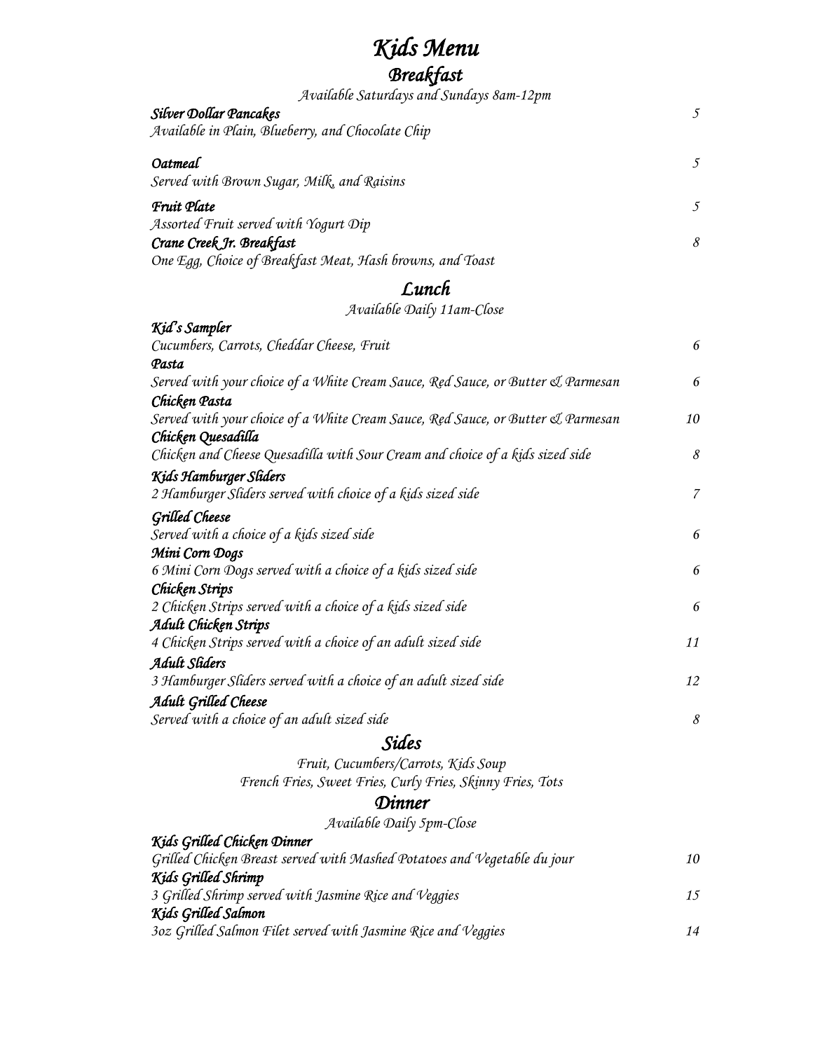# Kids Menu

## Breakfast

*Available Saturdays and Sundays 8am-12pm*

***Silver Dollar Pancakes*** — 5
*Available in Plain, Blueberry, and Chocolate Chip*

***Oatmeal*** — 5
*Served with Brown Sugar, Milk, and Raisins*

***Fruit Plate*** — 5
*Assorted Fruit served with Yogurt Dip*

***Crane Creek Jr. Breakfast*** — 8
*One Egg, Choice of Breakfast Meat, Hash browns, and Toast*

## Lunch

*Available Daily 11am-Close*

***Kid's Sampler***
*Cucumbers, Carrots, Cheddar Cheese, Fruit* — 6

***Pasta***
*Served with your choice of a White Cream Sauce, Red Sauce, or Butter & Parmesan* — 6

***Chicken Pasta***
*Served with your choice of a White Cream Sauce, Red Sauce, or Butter & Parmesan* — 10

***Chicken Quesadilla***
*Chicken and Cheese Quesadilla with Sour Cream and choice of a kids sized side* — 8

***Kids Hamburger Sliders***
*2 Hamburger Sliders served with choice of a kids sized side* — 7

***Grilled Cheese***
*Served with a choice of a kids sized side* — 6

***Mini Corn Dogs***
*6 Mini Corn Dogs served with a choice of a kids sized side* — 6

***Chicken Strips***
*2 Chicken Strips served with a choice of a kids sized side* — 6

***Adult Chicken Strips***
*4 Chicken Strips served with a choice of an adult sized side* — 11

***Adult Sliders***
*3 Hamburger Sliders served with a choice of an adult sized side* — 12

***Adult Grilled Cheese***
*Served with a choice of an adult sized side* — 8

## Sides

*Fruit, Cucumbers/Carrots, Kids Soup*
*French Fries, Sweet Fries, Curly Fries, Skinny Fries, Tots*

## Dinner

*Available Daily 5pm-Close*

***Kids Grilled Chicken Dinner***
*Grilled Chicken Breast served with Mashed Potatoes and Vegetable du jour* — 10

***Kids Grilled Shrimp***
*3 Grilled Shrimp served with Jasmine Rice and Veggies* — 15

***Kids Grilled Salmon***
*3oz Grilled Salmon Filet served with Jasmine Rice and Veggies* — 14